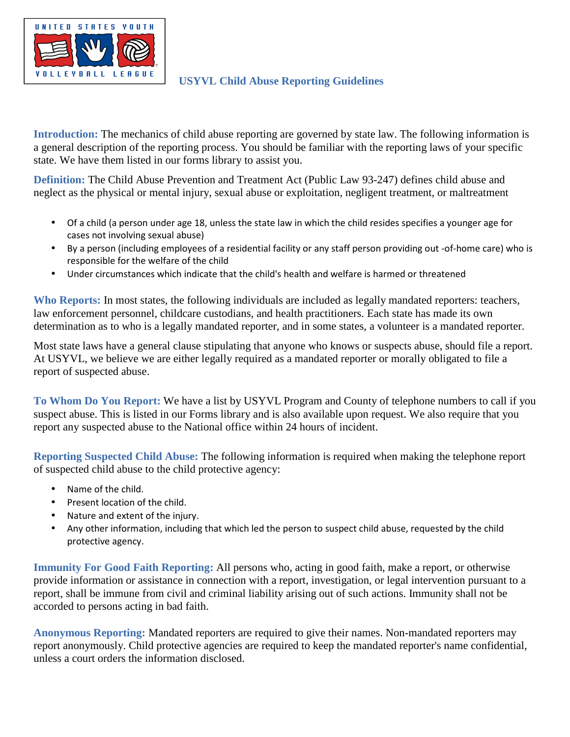# USYVL Child Abuse Reporting Guidelines

**Introduction:** The mechanics of child abuse reporting are governed by state law. The following information is a general description of the reporting process. You should be familiar with the reporting laws of your specific state. We have them listed in our forms library to assist you.

**Definition:** The Child Abuse Prevention and Treatment Act (Public Law 93-247) defines child abuse and neglect as the physical or mental injury, sexual abuse or exploitation, negligent treatment, or maltreatment

- Of a child (a person under age 18, unless the state law in which the child resides specifies a younger age for cases not involving sexual abuse)
- By a person (including employees of a residential facility or any staff person providing out -of-home care) who is responsible for the welfare of the child
- Under circumstances which indicate that the child's health and welfare is harmed or threatened

**Who Reports:** In most states, the following individuals are included as legally mandated reporters: teachers, law enforcement personnel, childcare custodians, and health practitioners. Each state has made its own determination as to who is a legally mandated reporter, and in some states, a volunteer is a mandated reporter.

Most state laws have a general clause stipulating that anyone who knows or suspects abuse, should file a report. At USYVL, we believe we are either legally required as a mandated reporter or morally obligated to file a report of suspected abuse.

**To Whom Do You Report:** We have a list by USYVL Program and County of telephone numbers to call if you suspect abuse. This is listed in our Forms library and is also available upon request. We also require that you report any suspected abuse to the National office within 24 hours of incident.

**Reporting Suspected Child Abuse:** The following information is required when making the telephone report of suspected child abuse to the child protective agency:

- Name of the child.
- Present location of the child.
- Nature and extent of the injury.
- Any other information, including that which led the person to suspect child abuse, requested by the child protective agency.

**Immunity For Good Faith Reporting:** All persons who, acting in good faith, make a report, or otherwise provide information or assistance in connection with a report, investigation, or legal intervention pursuant to a report, shall be immune from civil and criminal liability arising out of such actions. Immunity shall not be accorded to persons acting in bad faith.

**Anonymous Reporting:** Mandated reporters are required to give their names. Non-mandated reporters may report anonymously. Child protective agencies are required to keep the mandated reporter's name confidential, unless a court orders the information disclosed.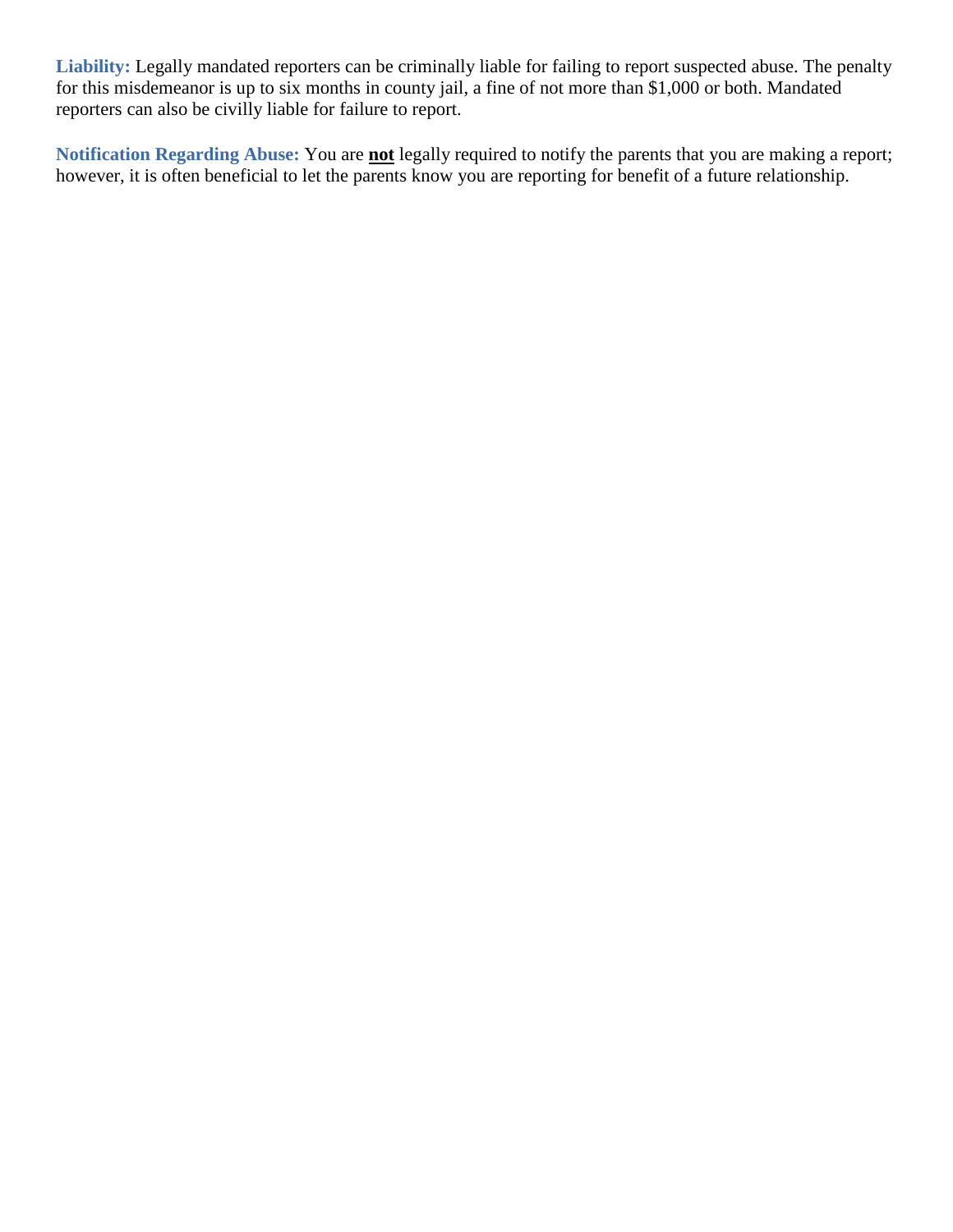**Liability:** Legally mandated reporters can be criminally liable for failing to report suspected abuse. The penalty for this misdemeanor is up to six months in county jail, a fine of not more than $1,000 or both. Mandated reporters can also be civilly liable for failure to report.

**Notification Regarding Abuse:** You are **<u>not</u>** legally required to notify the parents that you are making a report; however, it is often beneficial to let the parents know you are reporting for benefit of a future relationship.